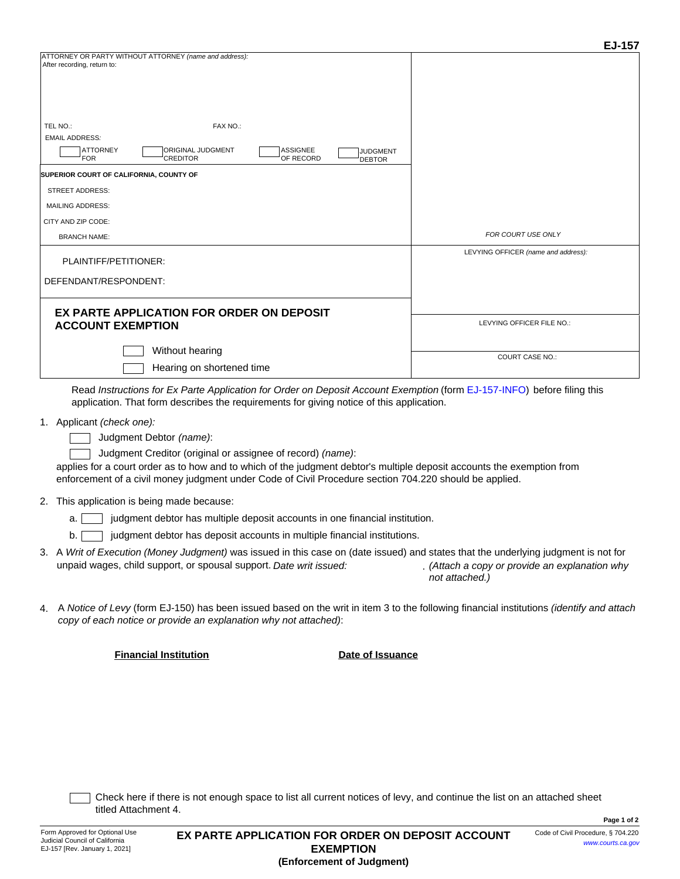EJ-157

ATTORNEY OR PARTY WITHOUT ATTORNEY *(name and address):*
After recording, return to:

TEL NO.: FAX NO.:

EMAIL ADDRESS:

☐ ATTORNEY FOR ☐ ORIGINAL JUDGMENT CREDITOR ☐ ASSIGNEE OF RECORD ☐ JUDGMENT DEBTOR

**SUPERIOR COURT OF CALIFORNIA, COUNTY OF**

STREET ADDRESS:

MAILING ADDRESS:

CITY AND ZIP CODE:

BRANCH NAME:

*FOR COURT USE ONLY*

PLAINTIFF/PETITIONER:

DEFENDANT/RESPONDENT:

LEVYING OFFICER *(name and address):*

## EX PARTE APPLICATION FOR ORDER ON DEPOSIT ACCOUNT EXEMPTION

☐ Without hearing

☐ Hearing on shortened time

LEVYING OFFICER FILE NO.:

COURT CASE NO.:

Read *Instructions for Ex Parte Application for Order on Deposit Account Exemption* (form EJ-157-INFO) before filing this application. That form describes the requirements for giving notice of this application.

1. Applicant *(check one):*

   ☐ Judgment Debtor *(name)*:

   ☐ Judgment Creditor (original or assignee of record) *(name)*:

   applies for a court order as to how and to which of the judgment debtor's multiple deposit accounts the exemption from enforcement of a civil money judgment under Code of Civil Procedure section 704.220 should be applied.

2. This application is being made because:

   a. ☐ judgment debtor has multiple deposit accounts in one financial institution.

   b. ☐ judgment debtor has deposit accounts in multiple financial institutions.

3. A *Writ of Execution (Money Judgment)* was issued in this case on (date issued) and states that the underlying judgment is not for unpaid wages, child support, or spousal support. *Date writ issued:* . *(Attach a copy or provide an explanation why not attached.)*

4. A *Notice of Levy* (form EJ-150) has been issued based on the writ in item 3 to the following financial institutions *(identify and attach copy of each notice or provide an explanation why not attached)*:

| **Financial Institution** | **Date of Issuance** |
| --- | --- |
| | |

☐ Check here if there is not enough space to list all current notices of levy, and continue the list on an attached sheet titled Attachment 4.

Form Approved for Optional Use
Judicial Council of California
EJ-157 [Rev. January 1, 2021]

**EX PARTE APPLICATION FOR ORDER ON DEPOSIT ACCOUNT EXEMPTION**
**(Enforcement of Judgment)**

Code of Civil Procedure, § 704.220
www.courts.ca.gov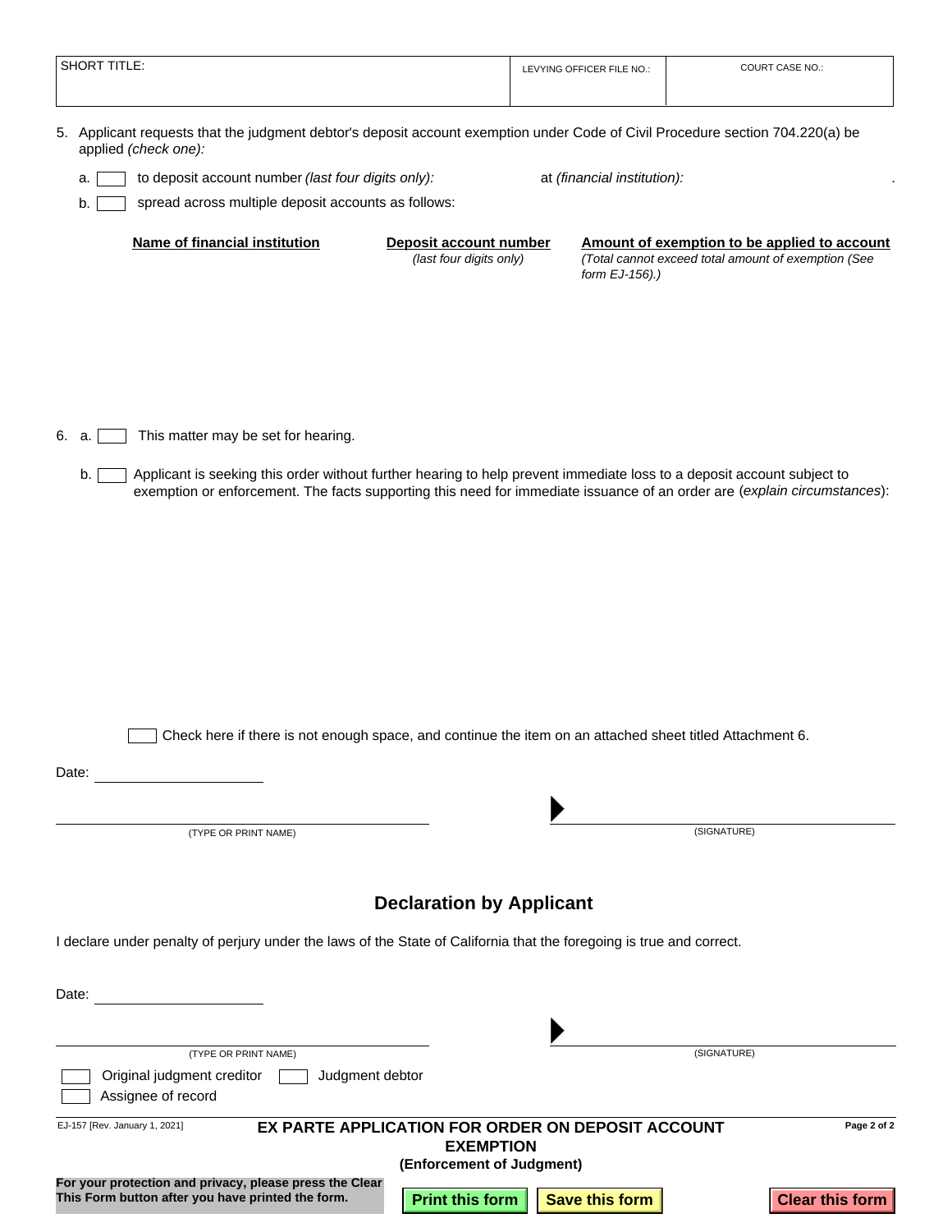| SHORT TITLE: | LEVYING OFFICER FILE NO.: | COURT CASE NO.: |
|---|---|---|
| | | |

5. Applicant requests that the judgment debtor's deposit account exemption under Code of Civil Procedure section 704.220(a) be applied *(check one):*

   a. ☐ to deposit account number *(last four digits only):* at *(financial institution):* .

   b. ☐ spread across multiple deposit accounts as follows:

| **Name of financial institution** | **Deposit account number** *(last four digits only)* | **Amount of exemption to be applied to account** *(Total cannot exceed total amount of exemption (See form EJ-156).)* |
|---|---|---|
| | | |

6. a. ☐ This matter may be set for hearing.

   b. ☐ Applicant is seeking this order without further hearing to help prevent immediate loss to a deposit account subject to exemption or enforcement. The facts supporting this need for immediate issuance of an order are (*explain circumstances*):

☐ Check here if there is not enough space, and continue the item on an attached sheet titled Attachment 6.

Date:

(TYPE OR PRINT NAME) ▶ (SIGNATURE)

## Declaration by Applicant

I declare under penalty of perjury under the laws of the State of California that the foregoing is true and correct.

Date:

(TYPE OR PRINT NAME) ▶ (SIGNATURE)

☐ Original judgment creditor ☐ Judgment debtor
☐ Assignee of record

EJ-157 [Rev. January 1, 2021]

**EX PARTE APPLICATION FOR ORDER ON DEPOSIT ACCOUNT EXEMPTION**
**(Enforcement of Judgment)**

**For your protection and privacy, please press the Clear This Form button after you have printed the form.**

Print this form | Save this form | Clear this form